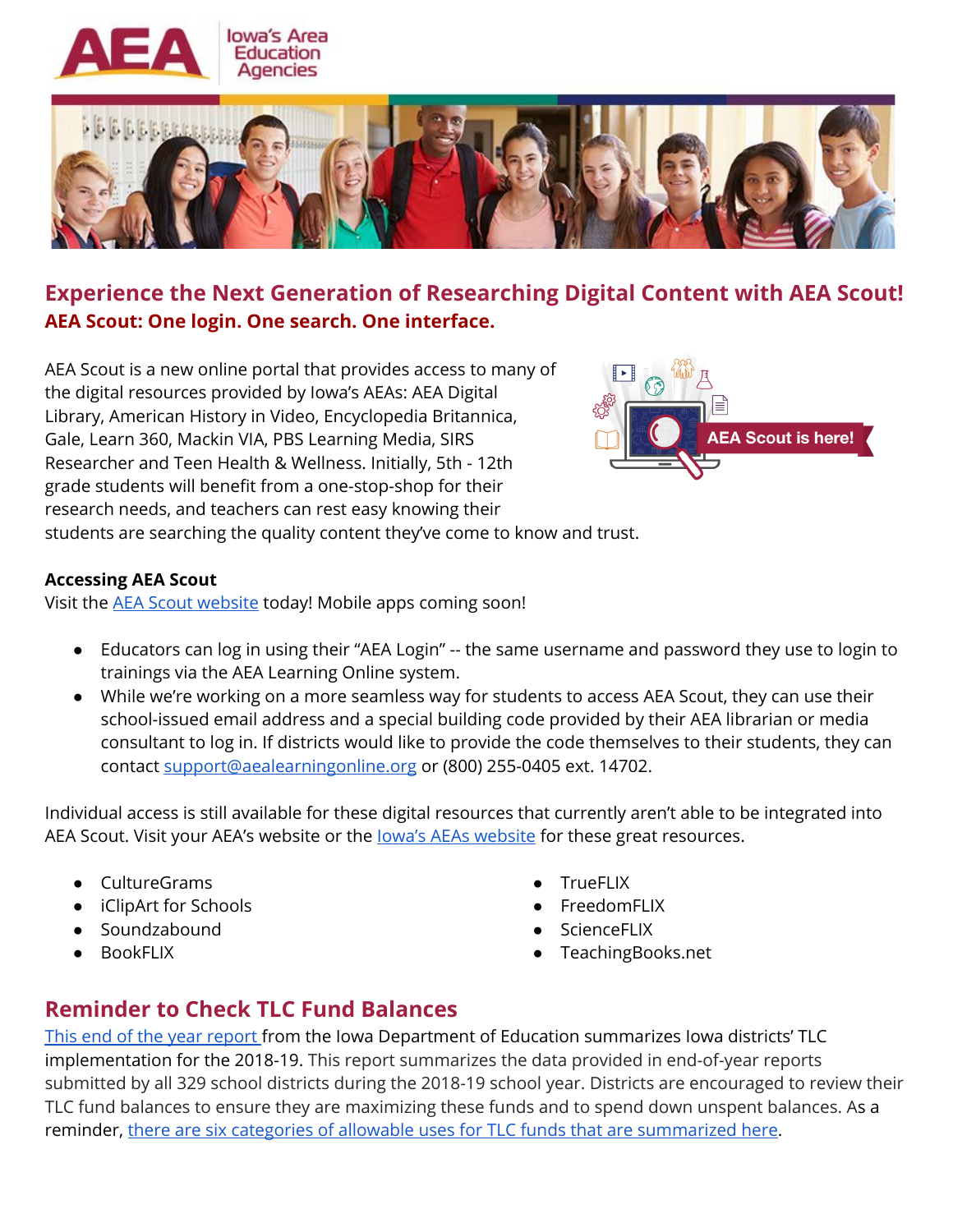## Experience the Next Generation of Researching Digital Content with AEA Scout!

**AEA Scout: One login. One search. One interface.**

AEA Scout is a new online portal that provides access to many of the digital resources provided by Iowa's AEAs: AEA Digital Library, American History in Video, Encyclopedia Britannica, Gale, Learn 360, Mackin VIA, PBS Learning Media, SIRS Researcher and Teen Health & Wellness. Initially, 5th - 12th grade students will benefit from a one-stop-shop for their research needs, and teachers can rest easy knowing their students are searching the quality content they've come to know and trust.

**Accessing AEA Scout**

Visit the AEA Scout website today! Mobile apps coming soon!

- Educators can log in using their "AEA Login" -- the same username and password they use to login to trainings via the AEA Learning Online system.
- While we're working on a more seamless way for students to access AEA Scout, they can use their school-issued email address and a special building code provided by their AEA librarian or media consultant to log in. If districts would like to provide the code themselves to their students, they can contact support@aealearningonline.org or (800) 255-0405 ext. 14702.

Individual access is still available for these digital resources that currently aren't able to be integrated into AEA Scout. Visit your AEA's website or the Iowa's AEAs website for these great resources.

- CultureGrams
- iClipArt for Schools
- Soundzabound
- BookFLIX
- TrueFLIX
- FreedomFLIX
- ScienceFLIX
- TeachingBooks.net

## Reminder to Check TLC Fund Balances

This end of the year report from the Iowa Department of Education summarizes Iowa districts' TLC implementation for the 2018-19. This report summarizes the data provided in end-of-year reports submitted by all 329 school districts during the 2018-19 school year. Districts are encouraged to review their TLC fund balances to ensure they are maximizing these funds and to spend down unspent balances. As a reminder, there are six categories of allowable uses for TLC funds that are summarized here.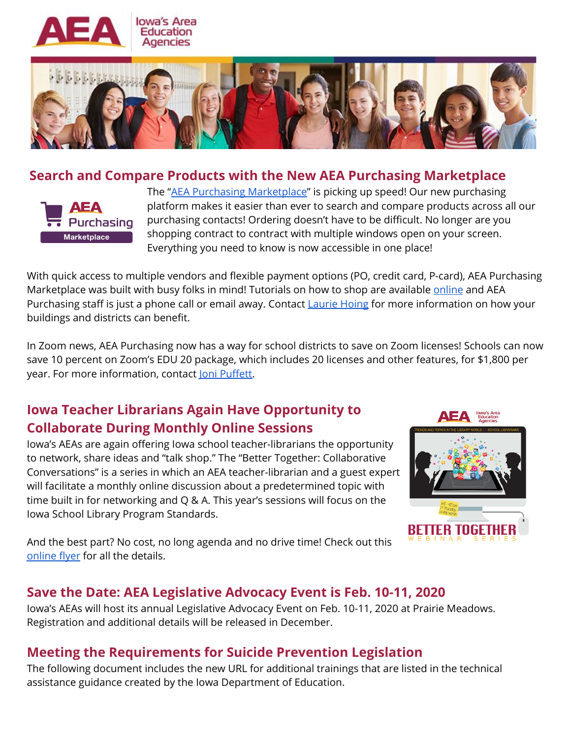## Search and Compare Products with the New AEA Purchasing Marketplace

The "AEA Purchasing Marketplace" is picking up speed! Our new purchasing platform makes it easier than ever to search and compare products across all our purchasing contacts! Ordering doesn't have to be difficult. No longer are you shopping contract to contract with multiple windows open on your screen. Everything you need to know is now accessible in one place!

With quick access to multiple vendors and flexible payment options (PO, credit card, P-card), AEA Purchasing Marketplace was built with busy folks in mind! Tutorials on how to shop are available online and AEA Purchasing staff is just a phone call or email away. Contact Laurie Hoing for more information on how your buildings and districts can benefit.

In Zoom news, AEA Purchasing now has a way for school districts to save on Zoom licenses! Schools can now save 10 percent on Zoom's EDU 20 package, which includes 20 licenses and other features, for $1,800 per year. For more information, contact Joni Puffett.

## Iowa Teacher Librarians Again Have Opportunity to Collaborate During Monthly Online Sessions

Iowa's AEAs are again offering Iowa school teacher-librarians the opportunity to network, share ideas and "talk shop." The "Better Together: Collaborative Conversations" is a series in which an AEA teacher-librarian and a guest expert will facilitate a monthly online discussion about a predetermined topic with time built in for networking and Q & A. This year's sessions will focus on the Iowa School Library Program Standards.

And the best part? No cost, no long agenda and no drive time! Check out this online flyer for all the details.

## Save the Date: AEA Legislative Advocacy Event is Feb. 10-11, 2020

Iowa's AEAs will host its annual Legislative Advocacy Event on Feb. 10-11, 2020 at Prairie Meadows. Registration and additional details will be released in December.

## Meeting the Requirements for Suicide Prevention Legislation

The following document includes the new URL for additional trainings that are listed in the technical assistance guidance created by the Iowa Department of Education.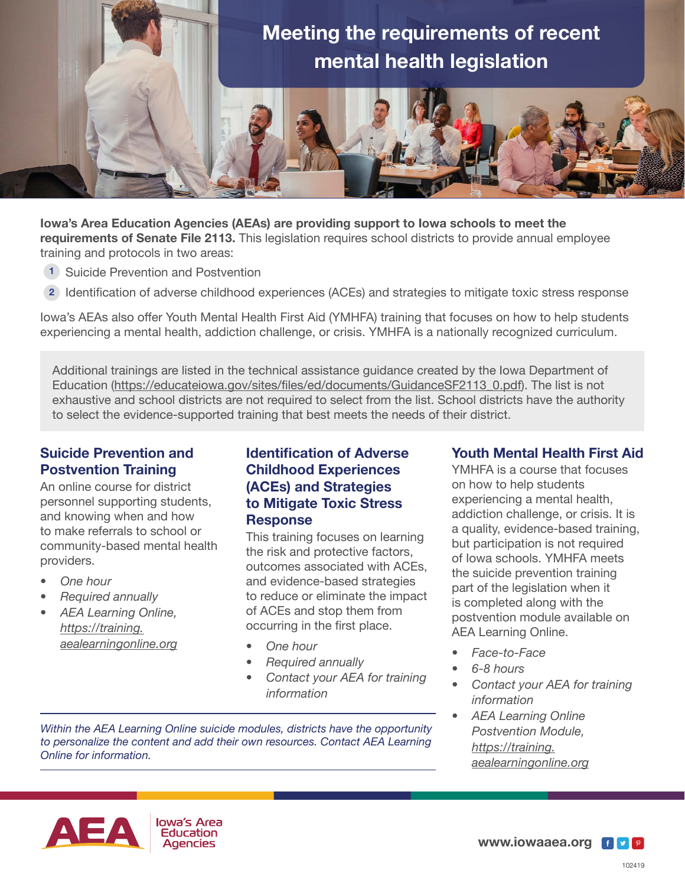# Meeting the requirements of recent mental health legislation

**Iowa's Area Education Agencies (AEAs) are providing support to Iowa schools to meet the requirements of Senate File 2113.** This legislation requires school districts to provide annual employee training and protocols in two areas:

1. Suicide Prevention and Postvention
2. Identification of adverse childhood experiences (ACEs) and strategies to mitigate toxic stress response

Iowa's AEAs also offer Youth Mental Health First Aid (YMHFA) training that focuses on how to help students experiencing a mental health, addiction challenge, or crisis. YMHFA is a nationally recognized curriculum.

Additional trainings are listed in the technical assistance guidance created by the Iowa Department of Education (https://educateiowa.gov/sites/files/ed/documents/GuidanceSF2113_0.pdf). The list is not exhaustive and school districts are not required to select from the list. School districts have the authority to select the evidence-supported training that best meets the needs of their district.

## Suicide Prevention and Postvention Training

An online course for district personnel supporting students, and knowing when and how to make referrals to school or community-based mental health providers.

- *One hour*
- *Required annually*
- *AEA Learning Online, https://training.aealearningonline.org*

## Identification of Adverse Childhood Experiences (ACEs) and Strategies to Mitigate Toxic Stress Response

This training focuses on learning the risk and protective factors, outcomes associated with ACEs, and evidence-based strategies to reduce or eliminate the impact of ACEs and stop them from occurring in the first place.

- *One hour*
- *Required annually*
- *Contact your AEA for training information*

*Within the AEA Learning Online suicide modules, districts have the opportunity to personalize the content and add their own resources. Contact AEA Learning Online for information.*

## Youth Mental Health First Aid

YMHFA is a course that focuses on how to help students experiencing a mental health, addiction challenge, or crisis. It is a quality, evidence-based training, but participation is not required of Iowa schools. YMHFA meets the suicide prevention training part of the legislation when it is completed along with the postvention module available on AEA Learning Online.

- *Face-to-Face*
- *6-8 hours*
- *Contact your AEA for training information*
- *AEA Learning Online Postvention Module, https://training.aealearningonline.org*

AEA Iowa's Area Education Agencies

www.iowaaea.org

102419